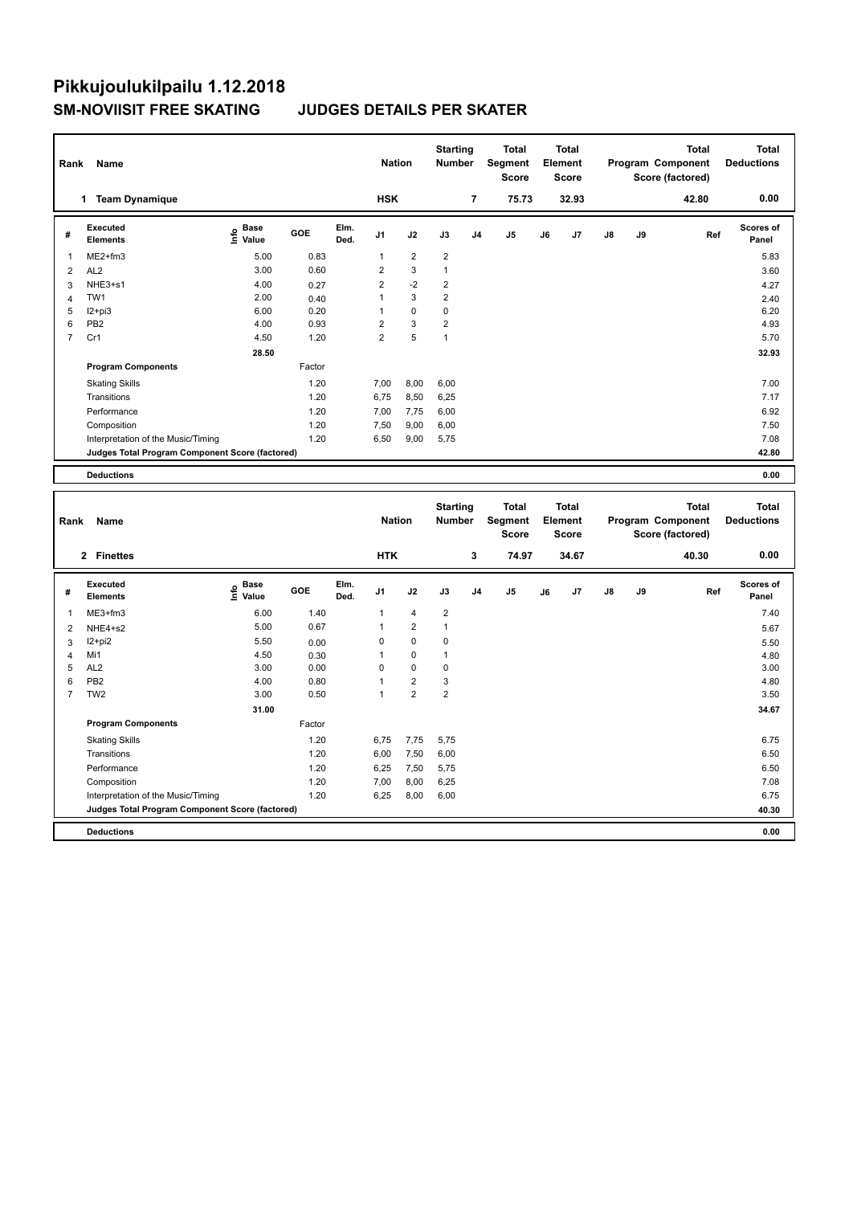# Pikkujoulukilpailu 1.12.2018

## SM-NOVIISIT FREE SKATING JUDGES DETAILS PER SKATER

| Rank | Name | Nation | Starting Number | Total Segment Score | Total Element Score | Total Program Component Score (factored) | Total Deductions |
|---|---|---|---|---|---|---|---|
| 1 | Team Dynamique | HSK | 7 | 75.73 | 32.93 | 42.80 | 0.00 |

| # | Executed Elements | Info | Base Value | GOE | Elm. Ded. | J1 | J2 | J3 | J4 | J5 | J6 | J7 | J8 | J9 | Ref | Scores of Panel |
|---|---|---|---|---|---|---|---|---|---|---|---|---|---|---|---|---|
| 1 | ME2+fm3 | | 5.00 | 0.83 | | 1 | 2 | 2 | | | | | | | | 5.83 |
| 2 | AL2 | | 3.00 | 0.60 | | 2 | 3 | 1 | | | | | | | | 3.60 |
| 3 | NHE3+s1 | | 4.00 | 0.27 | | 2 | -2 | 2 | | | | | | | | 4.27 |
| 4 | TW1 | | 2.00 | 0.40 | | 1 | 3 | 2 | | | | | | | | 2.40 |
| 5 | I2+pi3 | | 6.00 | 0.20 | | 1 | 0 | 0 | | | | | | | | 6.20 |
| 6 | PB2 | | 4.00 | 0.93 | | 2 | 3 | 2 | | | | | | | | 4.93 |
| 7 | Cr1 | | 4.50 | 1.20 | | 2 | 5 | 1 | | | | | | | | 5.70 |
| | | | 28.50 | | | | | | | | | | | | | 32.93 |
| | **Program Components** | | | Factor | | | | | | | | | | | | |
| | Skating Skills | | | 1.20 | | 7,00 | 8,00 | 6,00 | | | | | | | | 7.00 |
| | Transitions | | | 1.20 | | 6,75 | 8,50 | 6,25 | | | | | | | | 7.17 |
| | Performance | | | 1.20 | | 7,00 | 7,75 | 6,00 | | | | | | | | 6.92 |
| | Composition | | | 1.20 | | 7,50 | 9,00 | 6,00 | | | | | | | | 7.50 |
| | Interpretation of the Music/Timing | | | 1.20 | | 6,50 | 9,00 | 5,75 | | | | | | | | 7.08 |
| | **Judges Total Program Component Score (factored)** | | | | | | | | | | | | | | | 42.80 |
| | **Deductions** | | | | | | | | | | | | | | | 0.00 |

| Rank | Name | Nation | Starting Number | Total Segment Score | Total Element Score | Total Program Component Score (factored) | Total Deductions |
|---|---|---|---|---|---|---|---|
| 2 | Finettes | HTK | 3 | 74.97 | 34.67 | 40.30 | 0.00 |

| # | Executed Elements | Info | Base Value | GOE | Elm. Ded. | J1 | J2 | J3 | J4 | J5 | J6 | J7 | J8 | J9 | Ref | Scores of Panel |
|---|---|---|---|---|---|---|---|---|---|---|---|---|---|---|---|---|
| 1 | ME3+fm3 | | 6.00 | 1.40 | | 1 | 4 | 2 | | | | | | | | 7.40 |
| 2 | NHE4+s2 | | 5.00 | 0.67 | | 1 | 2 | 1 | | | | | | | | 5.67 |
| 3 | I2+pi2 | | 5.50 | 0.00 | | 0 | 0 | 0 | | | | | | | | 5.50 |
| 4 | Mi1 | | 4.50 | 0.30 | | 1 | 0 | 1 | | | | | | | | 4.80 |
| 5 | AL2 | | 3.00 | 0.00 | | 0 | 0 | 0 | | | | | | | | 3.00 |
| 6 | PB2 | | 4.00 | 0.80 | | 1 | 2 | 3 | | | | | | | | 4.80 |
| 7 | TW2 | | 3.00 | 0.50 | | 1 | 2 | 2 | | | | | | | | 3.50 |
| | | | 31.00 | | | | | | | | | | | | | 34.67 |
| | **Program Components** | | | Factor | | | | | | | | | | | | |
| | Skating Skills | | | 1.20 | | 6,75 | 7,75 | 5,75 | | | | | | | | 6.75 |
| | Transitions | | | 1.20 | | 6,00 | 7,50 | 6,00 | | | | | | | | 6.50 |
| | Performance | | | 1.20 | | 6,25 | 7,50 | 5,75 | | | | | | | | 6.50 |
| | Composition | | | 1.20 | | 7,00 | 8,00 | 6,25 | | | | | | | | 7.08 |
| | Interpretation of the Music/Timing | | | 1.20 | | 6,25 | 8,00 | 6,00 | | | | | | | | 6.75 |
| | **Judges Total Program Component Score (factored)** | | | | | | | | | | | | | | | 40.30 |
| | **Deductions** | | | | | | | | | | | | | | | 0.00 |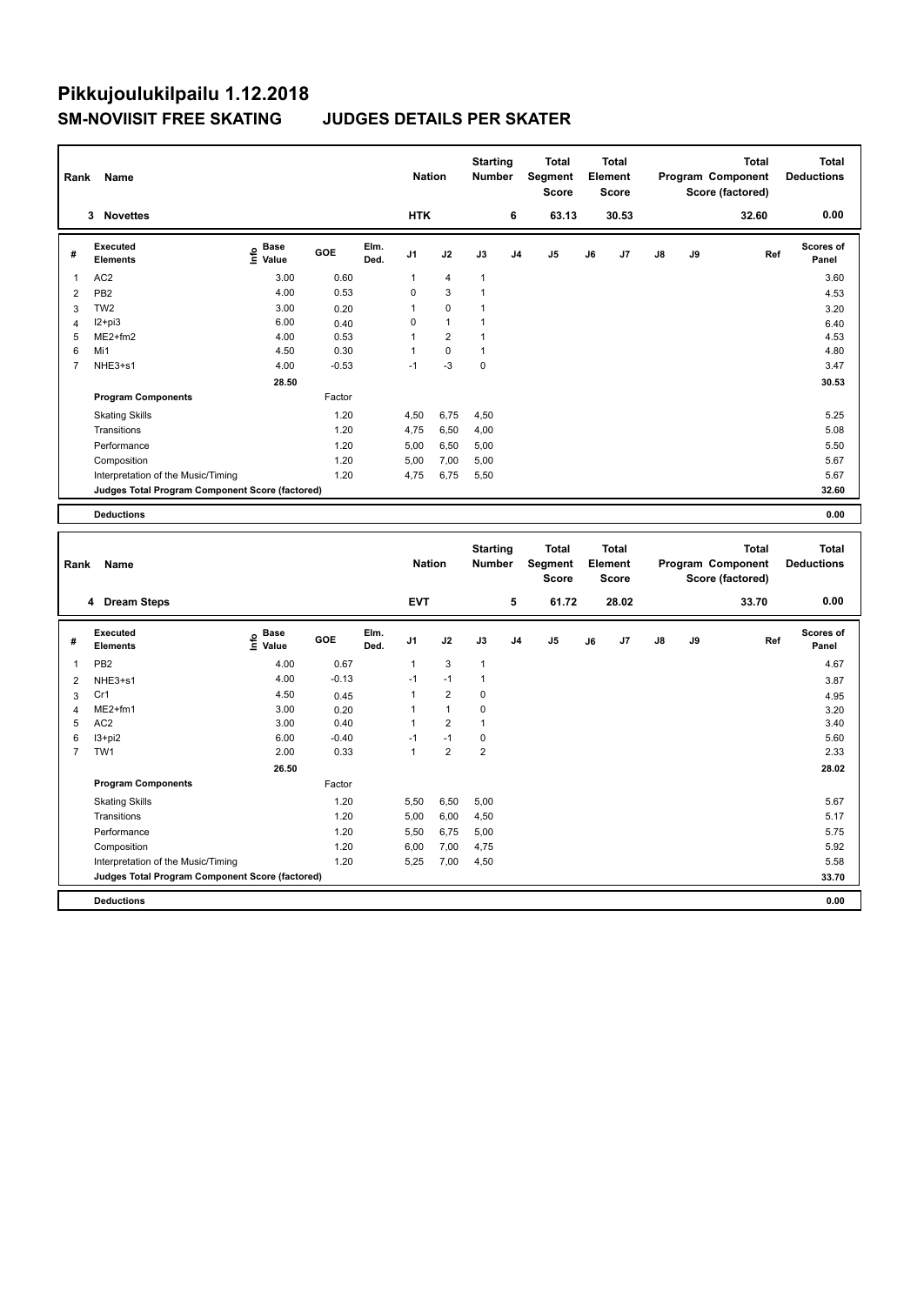# Pikkujoulukilpailu 1.12.2018

## SM-NOVIISIT FREE SKATING JUDGES DETAILS PER SKATER

| Rank | Name | Nation | Starting Number | Total Segment Score | Total Element Score | Total Program Component Score (factored) | Total Deductions |
|---|---|---|---|---|---|---|---|
| 3 | Novettes | HTK | 6 | 63.13 | 30.53 | 32.60 | 0.00 |

| # | Executed Elements | Info | Base Value | GOE | Elm. Ded. | J1 | J2 | J3 | J4 | J5 | J6 | J7 | J8 | J9 | Ref | Scores of Panel |
|---|---|---|---|---|---|---|---|---|---|---|---|---|---|---|---|---|
| 1 | AC2 | | 3.00 | 0.60 | | 1 | 4 | 1 | | | | | | | | 3.60 |
| 2 | PB2 | | 4.00 | 0.53 | | 0 | 3 | 1 | | | | | | | | 4.53 |
| 3 | TW2 | | 3.00 | 0.20 | | 1 | 0 | 1 | | | | | | | | 3.20 |
| 4 | I2+pi3 | | 6.00 | 0.40 | | 0 | 1 | 1 | | | | | | | | 6.40 |
| 5 | ME2+fm2 | | 4.00 | 0.53 | | 1 | 2 | 1 | | | | | | | | 4.53 |
| 6 | Mi1 | | 4.50 | 0.30 | | 1 | 0 | 1 | | | | | | | | 4.80 |
| 7 | NHE3+s1 | | 4.00 | -0.53 | | -1 | -3 | 0 | | | | | | | | 3.47 |
| | | | 28.50 | | | | | | | | | | | | | 30.53 |

| Program Components | Factor | J1 | J2 | J3 | Scores of Panel |
|---|---|---|---|---|---|
| Skating Skills | 1.20 | 4,50 | 6,75 | 4,50 | 5.25 |
| Transitions | 1.20 | 4,75 | 6,50 | 4,00 | 5.08 |
| Performance | 1.20 | 5,00 | 6,50 | 5,00 | 5.50 |
| Composition | 1.20 | 5,00 | 7,00 | 5,00 | 5.67 |
| Interpretation of the Music/Timing | 1.20 | 4,75 | 6,75 | 5,50 | 5.67 |
| Judges Total Program Component Score (factored) | | | | | 32.60 |

| Deductions | 0.00 |
|---|---|

| Rank | Name | Nation | Starting Number | Total Segment Score | Total Element Score | Total Program Component Score (factored) | Total Deductions |
|---|---|---|---|---|---|---|---|
| 4 | Dream Steps | EVT | 5 | 61.72 | 28.02 | 33.70 | 0.00 |

| # | Executed Elements | Info | Base Value | GOE | Elm. Ded. | J1 | J2 | J3 | J4 | J5 | J6 | J7 | J8 | J9 | Ref | Scores of Panel |
|---|---|---|---|---|---|---|---|---|---|---|---|---|---|---|---|---|
| 1 | PB2 | | 4.00 | 0.67 | | 1 | 3 | 1 | | | | | | | | 4.67 |
| 2 | NHE3+s1 | | 4.00 | -0.13 | | -1 | -1 | 1 | | | | | | | | 3.87 |
| 3 | Cr1 | | 4.50 | 0.45 | | 1 | 2 | 0 | | | | | | | | 4.95 |
| 4 | ME2+fm1 | | 3.00 | 0.20 | | 1 | 1 | 0 | | | | | | | | 3.20 |
| 5 | AC2 | | 3.00 | 0.40 | | 1 | 2 | 1 | | | | | | | | 3.40 |
| 6 | I3+pi2 | | 6.00 | -0.40 | | -1 | -1 | 0 | | | | | | | | 5.60 |
| 7 | TW1 | | 2.00 | 0.33 | | 1 | 2 | 2 | | | | | | | | 2.33 |
| | | | 26.50 | | | | | | | | | | | | | 28.02 |

| Program Components | Factor | J1 | J2 | J3 | Scores of Panel |
|---|---|---|---|---|---|
| Skating Skills | 1.20 | 5,50 | 6,50 | 5,00 | 5.67 |
| Transitions | 1.20 | 5,00 | 6,00 | 4,50 | 5.17 |
| Performance | 1.20 | 5,50 | 6,75 | 5,00 | 5.75 |
| Composition | 1.20 | 6,00 | 7,00 | 4,75 | 5.92 |
| Interpretation of the Music/Timing | 1.20 | 5,25 | 7,00 | 4,50 | 5.58 |
| Judges Total Program Component Score (factored) | | | | | 33.70 |

| Deductions | 0.00 |
|---|---|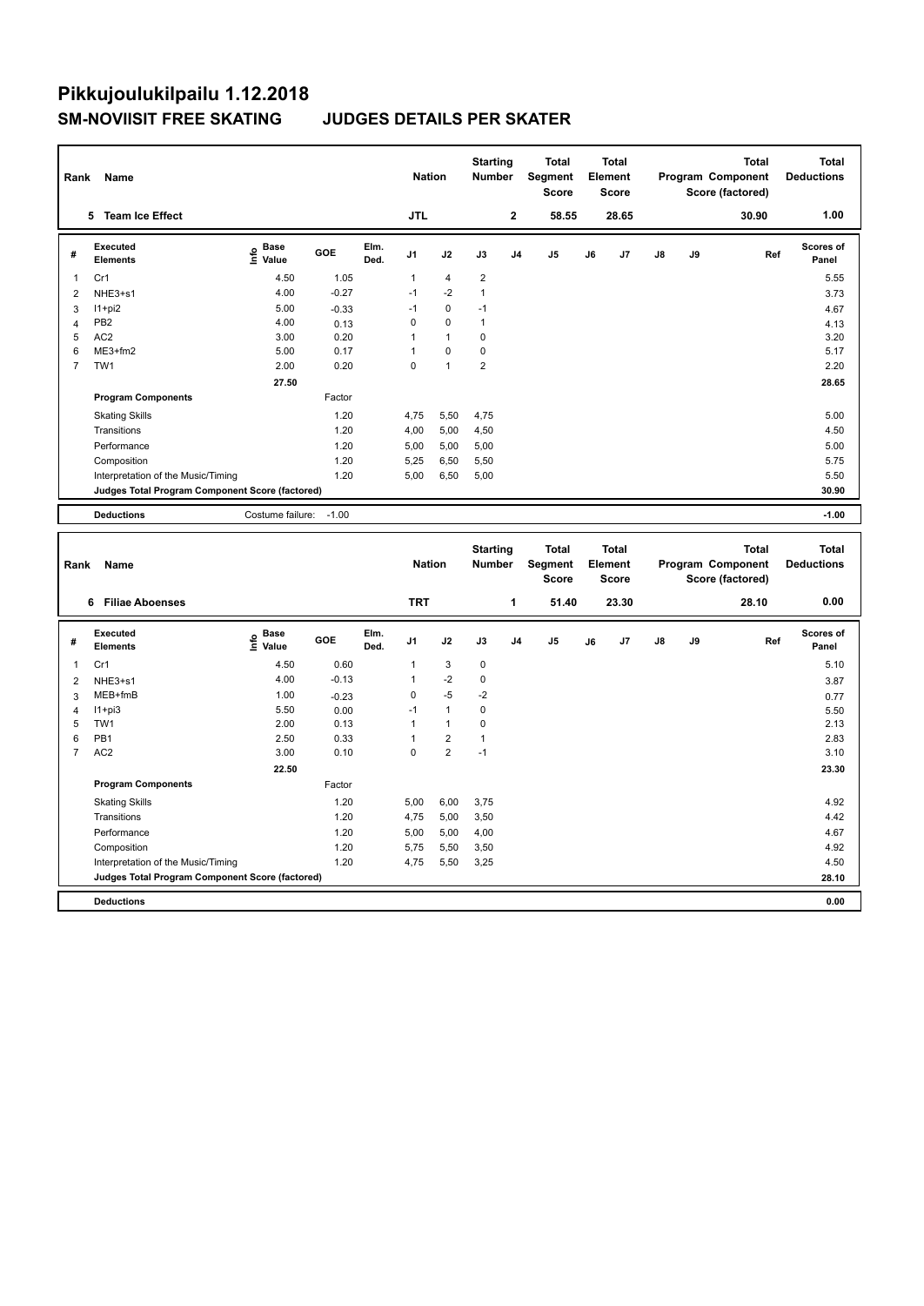# Pikkujoulukilpailu 1.12.2018

## SM-NOVIISIT FREE SKATING JUDGES DETAILS PER SKATER

| Rank | Name | Nation | Starting Number | Total Segment Score | Total Element Score | Total Program Component Score (factored) | Total Deductions |
|---|---|---|---|---|---|---|---|
| 5 | Team Ice Effect | JTL | 2 | 58.55 | 28.65 | 30.90 | 1.00 |

| # | Executed Elements | Info | Base Value | GOE | Elm. Ded. | J1 | J2 | J3 | J4 | J5 | J6 | J7 | J8 | J9 | Ref | Scores of Panel |
|---|---|---|---|---|---|---|---|---|---|---|---|---|---|---|---|---|
| 1 | Cr1 | | 4.50 | 1.05 | | 1 | 4 | 2 | | | | | | | | 5.55 |
| 2 | NHE3+s1 | | 4.00 | -0.27 | | -1 | -2 | 1 | | | | | | | | 3.73 |
| 3 | I1+pi2 | | 5.00 | -0.33 | | -1 | 0 | -1 | | | | | | | | 4.67 |
| 4 | PB2 | | 4.00 | 0.13 | | 0 | 0 | 1 | | | | | | | | 4.13 |
| 5 | AC2 | | 3.00 | 0.20 | | 1 | 1 | 0 | | | | | | | | 3.20 |
| 6 | ME3+fm2 | | 5.00 | 0.17 | | 1 | 0 | 0 | | | | | | | | 5.17 |
| 7 | TW1 | | 2.00 | 0.20 | | 0 | 1 | 2 | | | | | | | | 2.20 |
| | | | 27.50 | | | | | | | | | | | | | 28.65 |

| Program Components | Factor | J1 | J2 | J3 | J4 | J5 | J6 | J7 | J8 | J9 | Scores of Panel |
|---|---|---|---|---|---|---|---|---|---|---|---|
| Skating Skills | 1.20 | 4,75 | 5,50 | 4,75 | | | | | | | 5.00 |
| Transitions | 1.20 | 4,00 | 5,00 | 4,50 | | | | | | | 4.50 |
| Performance | 1.20 | 5,00 | 5,00 | 5,00 | | | | | | | 5.00 |
| Composition | 1.20 | 5,25 | 6,50 | 5,50 | | | | | | | 5.75 |
| Interpretation of the Music/Timing | 1.20 | 5,00 | 6,50 | 5,00 | | | | | | | 5.50 |
| Judges Total Program Component Score (factored) | | | | | | | | | | | 30.90 |

| Deductions | Costume failure: | -1.00 | -1.00 |
|---|---|---|---|

| Rank | Name | Nation | Starting Number | Total Segment Score | Total Element Score | Total Program Component Score (factored) | Total Deductions |
|---|---|---|---|---|---|---|---|
| 6 | Filiae Aboenses | TRT | 1 | 51.40 | 23.30 | 28.10 | 0.00 |

| # | Executed Elements | Info | Base Value | GOE | Elm. Ded. | J1 | J2 | J3 | J4 | J5 | J6 | J7 | J8 | J9 | Ref | Scores of Panel |
|---|---|---|---|---|---|---|---|---|---|---|---|---|---|---|---|---|
| 1 | Cr1 | | 4.50 | 0.60 | | 1 | 3 | 0 | | | | | | | | 5.10 |
| 2 | NHE3+s1 | | 4.00 | -0.13 | | 1 | -2 | 0 | | | | | | | | 3.87 |
| 3 | MEB+fmB | | 1.00 | -0.23 | | 0 | -5 | -2 | | | | | | | | 0.77 |
| 4 | I1+pi3 | | 5.50 | 0.00 | | -1 | 1 | 0 | | | | | | | | 5.50 |
| 5 | TW1 | | 2.00 | 0.13 | | 1 | 1 | 0 | | | | | | | | 2.13 |
| 6 | PB1 | | 2.50 | 0.33 | | 1 | 2 | 1 | | | | | | | | 2.83 |
| 7 | AC2 | | 3.00 | 0.10 | | 0 | 2 | -1 | | | | | | | | 3.10 |
| | | | 22.50 | | | | | | | | | | | | | 23.30 |

| Program Components | Factor | J1 | J2 | J3 | J4 | J5 | J6 | J7 | J8 | J9 | Scores of Panel |
|---|---|---|---|---|---|---|---|---|---|---|---|
| Skating Skills | 1.20 | 5,00 | 6,00 | 3,75 | | | | | | | 4.92 |
| Transitions | 1.20 | 4,75 | 5,00 | 3,50 | | | | | | | 4.42 |
| Performance | 1.20 | 5,00 | 5,00 | 4,00 | | | | | | | 4.67 |
| Composition | 1.20 | 5,75 | 5,50 | 3,50 | | | | | | | 4.92 |
| Interpretation of the Music/Timing | 1.20 | 4,75 | 5,50 | 3,25 | | | | | | | 4.50 |
| Judges Total Program Component Score (factored) | | | | | | | | | | | 28.10 |

| Deductions | 0.00 |
|---|---|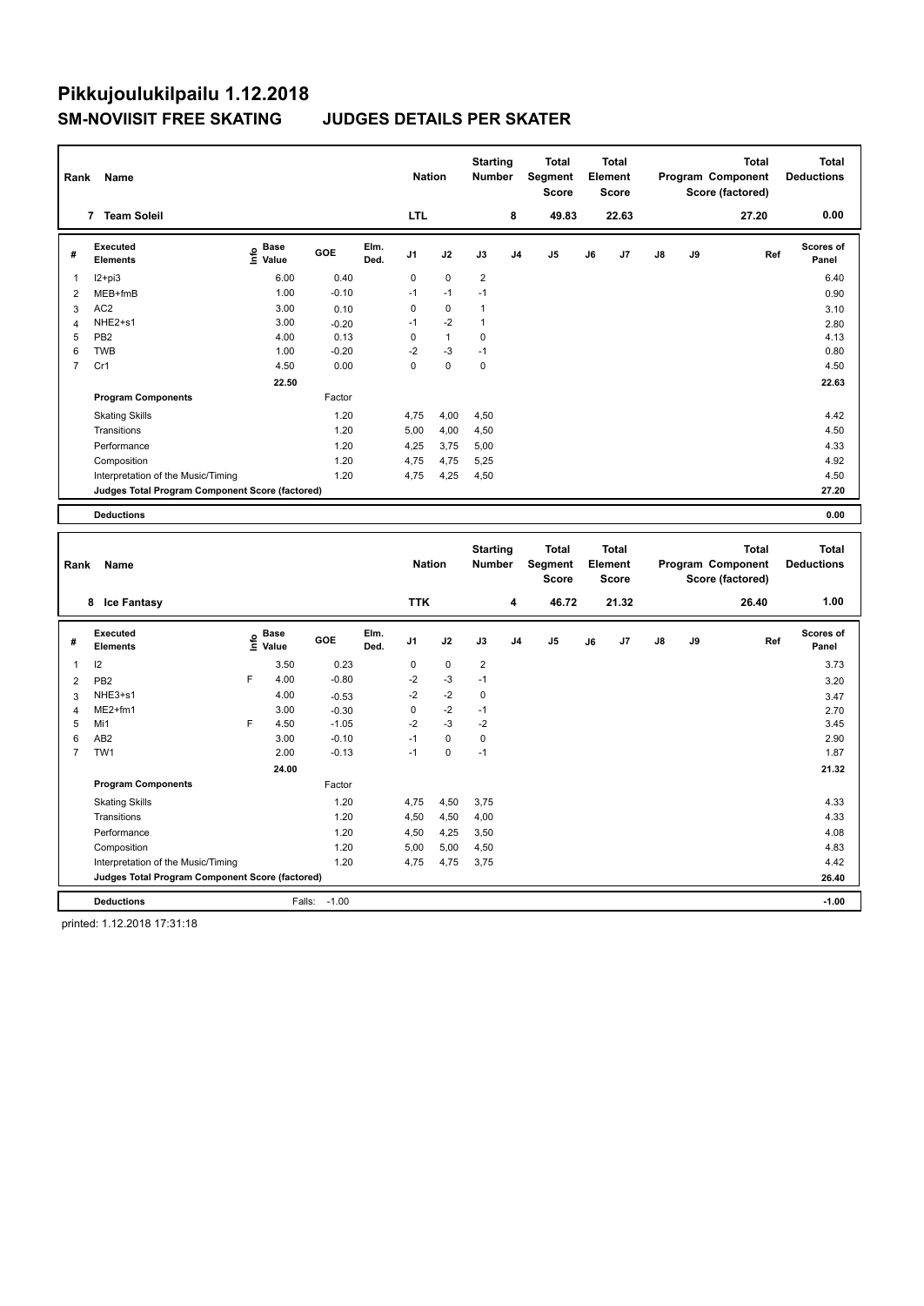# Pikkujoulukilpailu 1.12.2018

## SM-NOVIISIT FREE SKATING JUDGES DETAILS PER SKATER

| Rank | Name | Nation | Starting Number | Total Segment Score | Total Element Score | Total Program Component Score (factored) | Total Deductions |
|---|---|---|---|---|---|---|---|
| 7 | Team Soleil | LTL | 8 | 49.83 | 22.63 | 27.20 | 0.00 |

| # | Executed Elements | Info | Base Value | GOE | Elm. Ded. | J1 | J2 | J3 | J4 | J5 | J6 | J7 | J8 | J9 | Ref | Scores of Panel |
|---|---|---|---|---|---|---|---|---|---|---|---|---|---|---|---|---|
| 1 | I2+pi3 | | 6.00 | 0.40 | | 0 | 0 | 2 | | | | | | | | 6.40 |
| 2 | MEB+fmB | | 1.00 | -0.10 | | -1 | -1 | -1 | | | | | | | | 0.90 |
| 3 | AC2 | | 3.00 | 0.10 | | 0 | 0 | 1 | | | | | | | | 3.10 |
| 4 | NHE2+s1 | | 3.00 | -0.20 | | -1 | -2 | 1 | | | | | | | | 2.80 |
| 5 | PB2 | | 4.00 | 0.13 | | 0 | 1 | 0 | | | | | | | | 4.13 |
| 6 | TWB | | 1.00 | -0.20 | | -2 | -3 | -1 | | | | | | | | 0.80 |
| 7 | Cr1 | | 4.50 | 0.00 | | 0 | 0 | 0 | | | | | | | | 4.50 |
| | | | 22.50 | | | | | | | | | | | | | 22.63 |

| Program Components | Factor | J1 | J2 | J3 | J4 | J5 | J6 | J7 | J8 | J9 | Scores of Panel |
|---|---|---|---|---|---|---|---|---|---|---|---|
| Skating Skills | 1.20 | 4,75 | 4,00 | 4,50 | | | | | | | 4.42 |
| Transitions | 1.20 | 5,00 | 4,00 | 4,50 | | | | | | | 4.50 |
| Performance | 1.20 | 4,25 | 3,75 | 5,00 | | | | | | | 4.33 |
| Composition | 1.20 | 4,75 | 4,75 | 5,25 | | | | | | | 4.92 |
| Interpretation of the Music/Timing | 1.20 | 4,75 | 4,25 | 4,50 | | | | | | | 4.50 |
| Judges Total Program Component Score (factored) | | | | | | | | | | | 27.20 |

**Deductions** 0.00

| Rank | Name | Nation | Starting Number | Total Segment Score | Total Element Score | Total Program Component Score (factored) | Total Deductions |
|---|---|---|---|---|---|---|---|
| 8 | Ice Fantasy | TTK | 4 | 46.72 | 21.32 | 26.40 | 1.00 |

| # | Executed Elements | Info | Base Value | GOE | Elm. Ded. | J1 | J2 | J3 | J4 | J5 | J6 | J7 | J8 | J9 | Ref | Scores of Panel |
|---|---|---|---|---|---|---|---|---|---|---|---|---|---|---|---|---|
| 1 | I2 | | 3.50 | 0.23 | | 0 | 0 | 2 | | | | | | | | 3.73 |
| 2 | PB2 | F | 4.00 | -0.80 | | -2 | -3 | -1 | | | | | | | | 3.20 |
| 3 | NHE3+s1 | | 4.00 | -0.53 | | -2 | -2 | 0 | | | | | | | | 3.47 |
| 4 | ME2+fm1 | | 3.00 | -0.30 | | 0 | -2 | -1 | | | | | | | | 2.70 |
| 5 | Mi1 | F | 4.50 | -1.05 | | -2 | -3 | -2 | | | | | | | | 3.45 |
| 6 | AB2 | | 3.00 | -0.10 | | -1 | 0 | 0 | | | | | | | | 2.90 |
| 7 | TW1 | | 2.00 | -0.13 | | -1 | 0 | -1 | | | | | | | | 1.87 |
| | | | 24.00 | | | | | | | | | | | | | 21.32 |

| Program Components | Factor | J1 | J2 | J3 | J4 | J5 | J6 | J7 | J8 | J9 | Scores of Panel |
|---|---|---|---|---|---|---|---|---|---|---|---|
| Skating Skills | 1.20 | 4,75 | 4,50 | 3,75 | | | | | | | 4.33 |
| Transitions | 1.20 | 4,50 | 4,50 | 4,00 | | | | | | | 4.33 |
| Performance | 1.20 | 4,50 | 4,25 | 3,50 | | | | | | | 4.08 |
| Composition | 1.20 | 5,00 | 5,00 | 4,50 | | | | | | | 4.83 |
| Interpretation of the Music/Timing | 1.20 | 4,75 | 4,75 | 3,75 | | | | | | | 4.42 |
| Judges Total Program Component Score (factored) | | | | | | | | | | | 26.40 |

**Deductions** Falls: -1.00 -1.00

printed: 1.12.2018 17:31:18